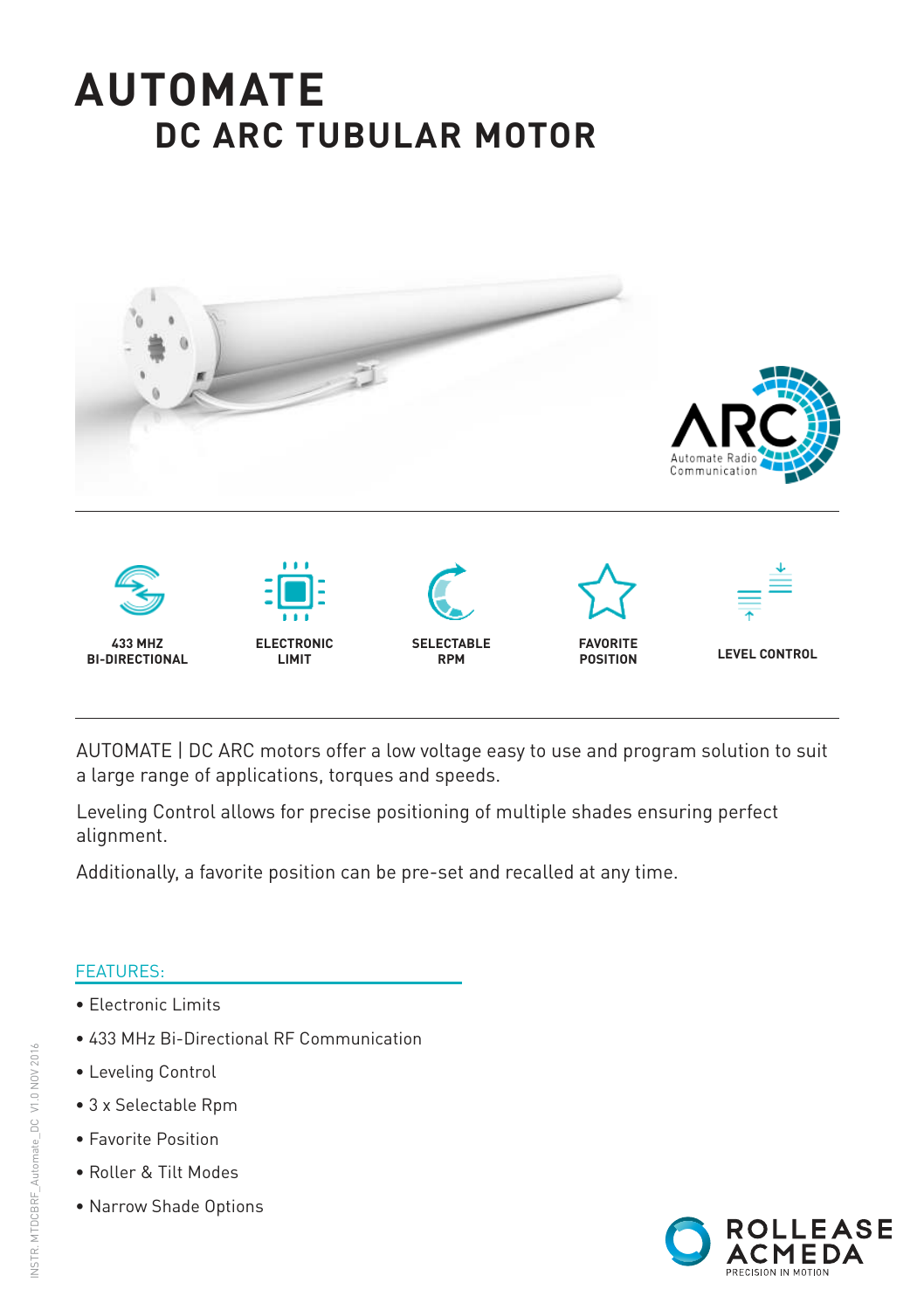# AUTOMATE

## DC ARC TUBULAR MOTOR

ARC
Automate Radio Communication

433 MHZ BI-DIRECTIONAL | ELECTRONIC LIMIT | SELECTABLE RPM | FAVORITE POSITION | LEVEL CONTROL

AUTOMATE | DC ARC motors offer a low voltage easy to use and program solution to suit a large range of applications, torques and speeds.

Leveling Control allows for precise positioning of multiple shades ensuring perfect alignment.

Additionally, a favorite position can be pre-set and recalled at any time.

FEATURES:

- Electronic Limits
- 433 MHz Bi-Directional RF Communication
- Leveling Control
- 3 x Selectable Rpm
- Favorite Position
- Roller & Tilt Modes
- Narrow Shade Options

INSTR. MTDCBRF_Automate_DC V1.0 NOV 2016

ROLLEASE ACMEDA
PRECISION IN MOTION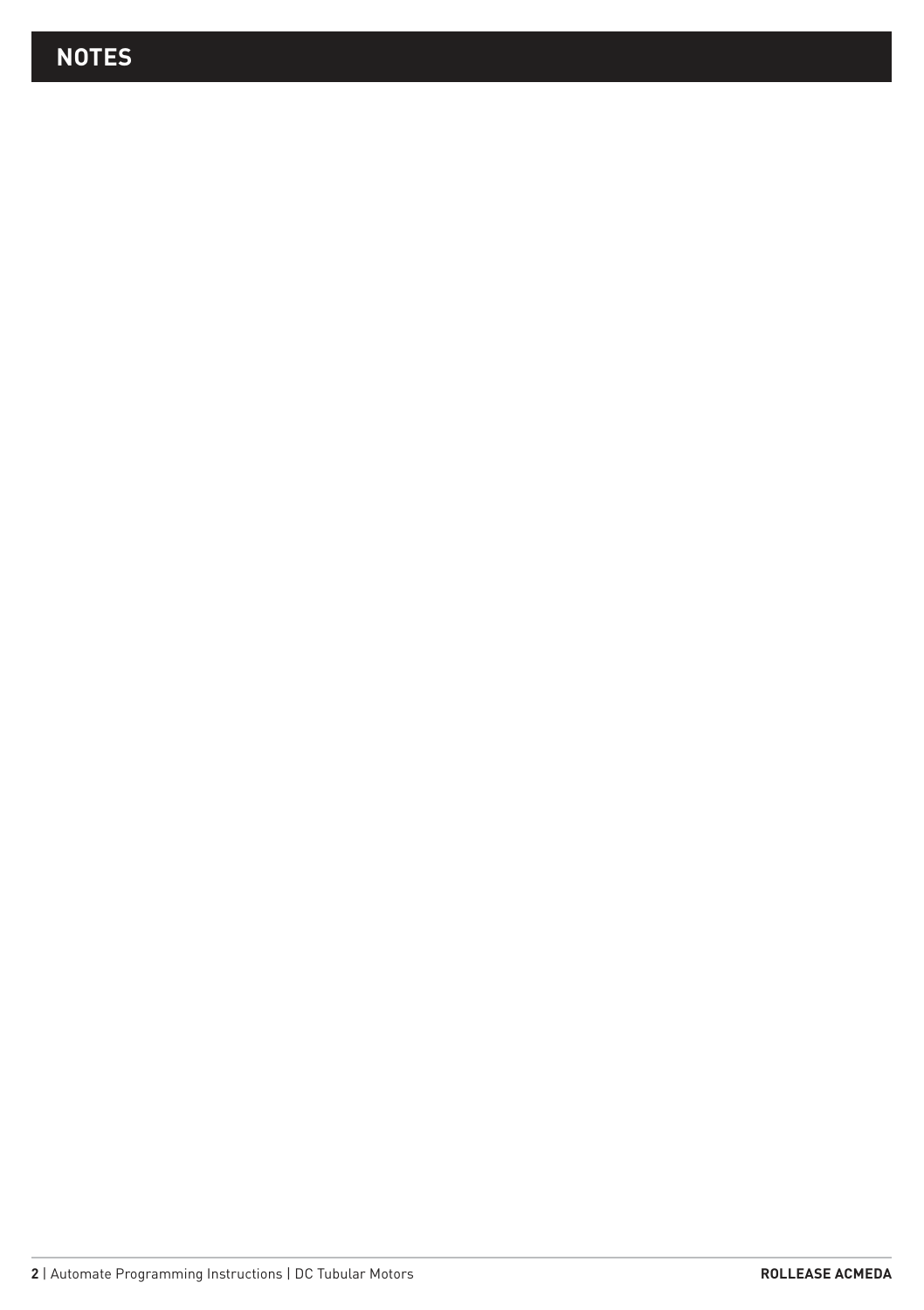# NOTES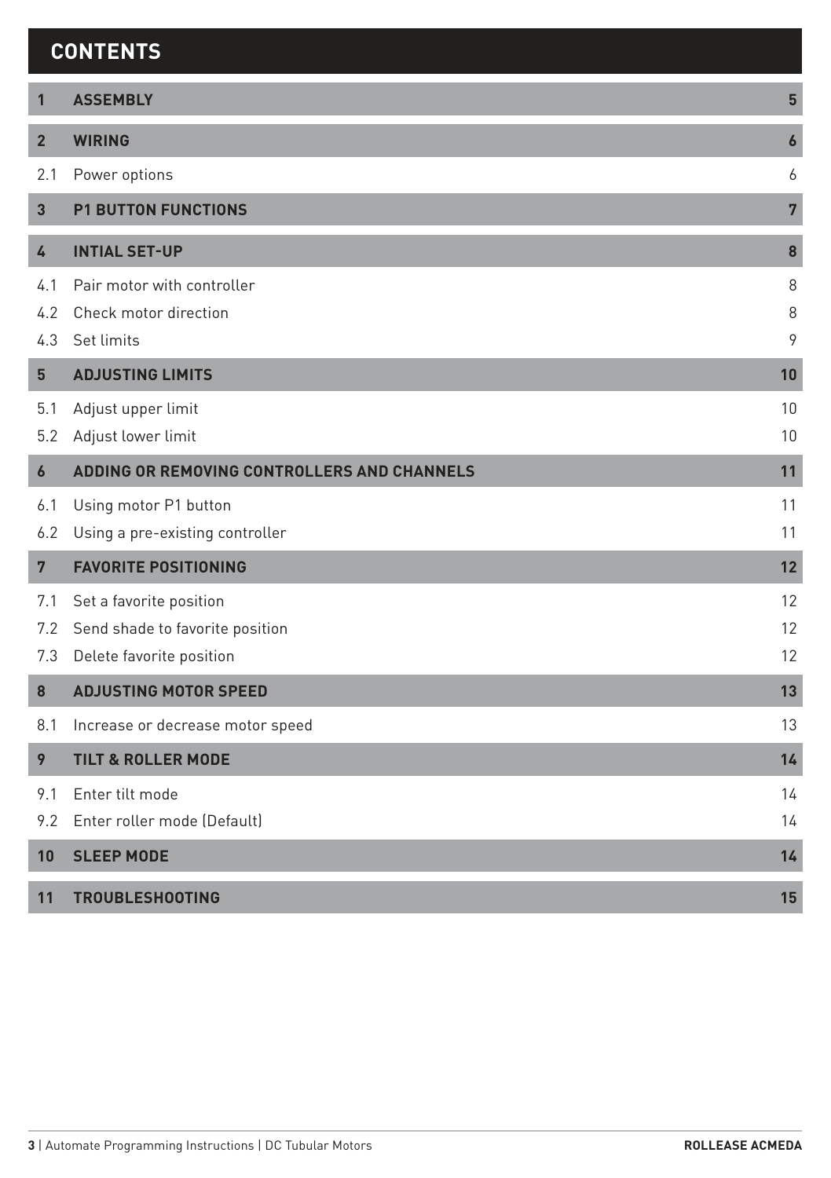# CONTENTS

| | | |
|---|---|---|
| **1** | **ASSEMBLY** | **5** |
| **2** | **WIRING** | **6** |
| 2.1 | Power options | 6 |
| **3** | **P1 BUTTON FUNCTIONS** | **7** |
| **4** | **INTIAL SET-UP** | **8** |
| 4.1 | Pair motor with controller | 8 |
| 4.2 | Check motor direction | 8 |
| 4.3 | Set limits | 9 |
| **5** | **ADJUSTING LIMITS** | **10** |
| 5.1 | Adjust upper limit | 10 |
| 5.2 | Adjust lower limit | 10 |
| **6** | **ADDING OR REMOVING CONTROLLERS AND CHANNELS** | **11** |
| 6.1 | Using motor P1 button | 11 |
| 6.2 | Using a pre-existing controller | 11 |
| **7** | **FAVORITE POSITIONING** | **12** |
| 7.1 | Set a favorite position | 12 |
| 7.2 | Send shade to favorite position | 12 |
| 7.3 | Delete favorite position | 12 |
| **8** | **ADJUSTING MOTOR SPEED** | **13** |
| 8.1 | Increase or decrease motor speed | 13 |
| **9** | **TILT & ROLLER MODE** | **14** |
| 9.1 | Enter tilt mode | 14 |
| 9.2 | Enter roller mode (Default) | 14 |
| **10** | **SLEEP MODE** | **14** |
| **11** | **TROUBLESHOOTING** | **15** |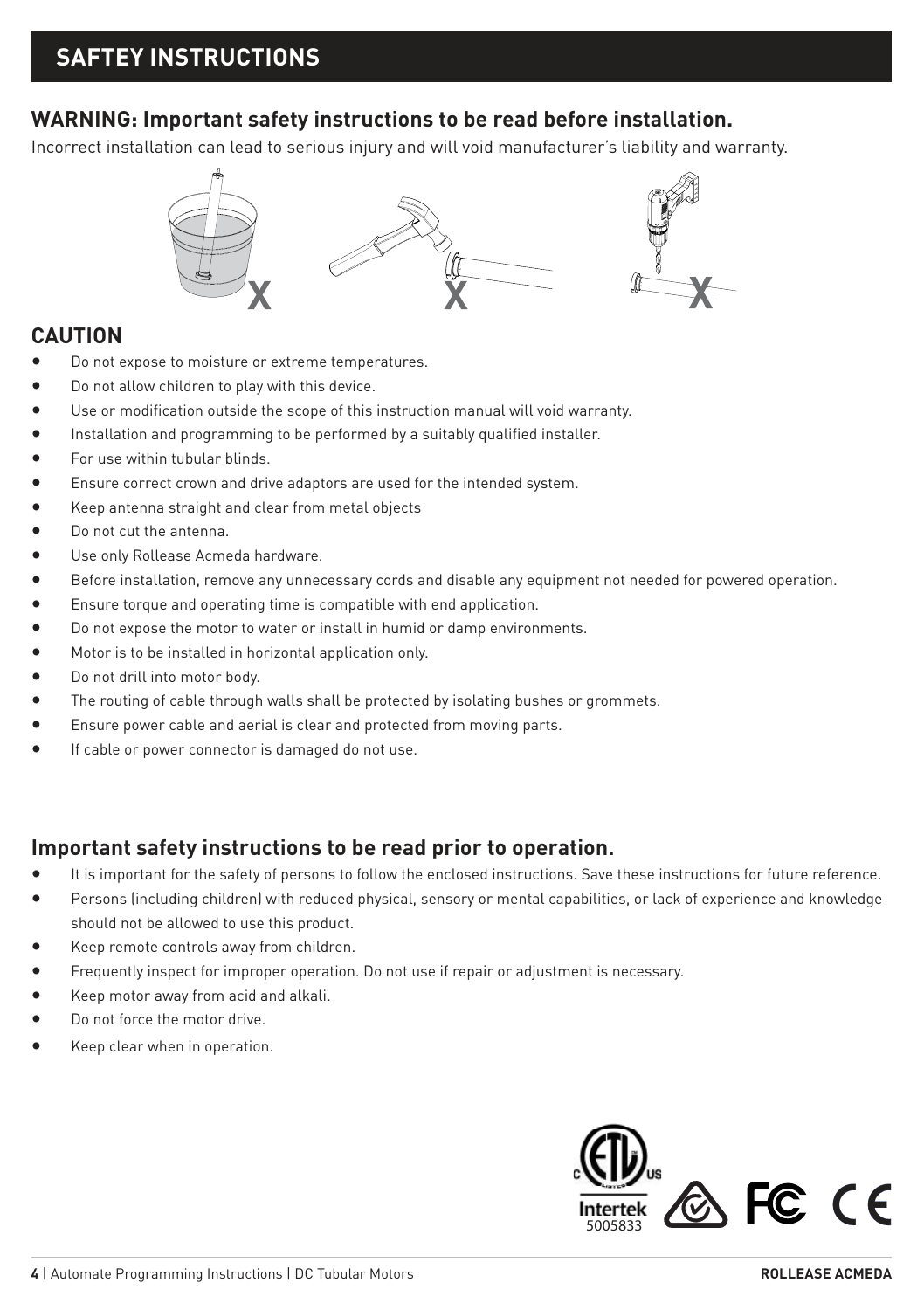# SAFTEY INSTRUCTIONS

## WARNING: Important safety instructions to be read before installation.

Incorrect installation can lead to serious injury and will void manufacturer's liability and warranty.

## CAUTION

- Do not expose to moisture or extreme temperatures.
- Do not allow children to play with this device.
- Use or modification outside the scope of this instruction manual will void warranty.
- Installation and programming to be performed by a suitably qualified installer.
- For use within tubular blinds.
- Ensure correct crown and drive adaptors are used for the intended system.
- Keep antenna straight and clear from metal objects
- Do not cut the antenna.
- Use only Rollease Acmeda hardware.
- Before installation, remove any unnecessary cords and disable any equipment not needed for powered operation.
- Ensure torque and operating time is compatible with end application.
- Do not expose the motor to water or install in humid or damp environments.
- Motor is to be installed in horizontal application only.
- Do not drill into motor body.
- The routing of cable through walls shall be protected by isolating bushes or grommets.
- Ensure power cable and aerial is clear and protected from moving parts.
- If cable or power connector is damaged do not use.

## Important safety instructions to be read prior to operation.

- It is important for the safety of persons to follow the enclosed instructions. Save these instructions for future reference.
- Persons (including children) with reduced physical, sensory or mental capabilities, or lack of experience and knowledge should not be allowed to use this product.
- Keep remote controls away from children.
- Frequently inspect for improper operation. Do not use if repair or adjustment is necessary.
- Keep motor away from acid and alkali.
- Do not force the motor drive.
- Keep clear when in operation.

Intertek 5005833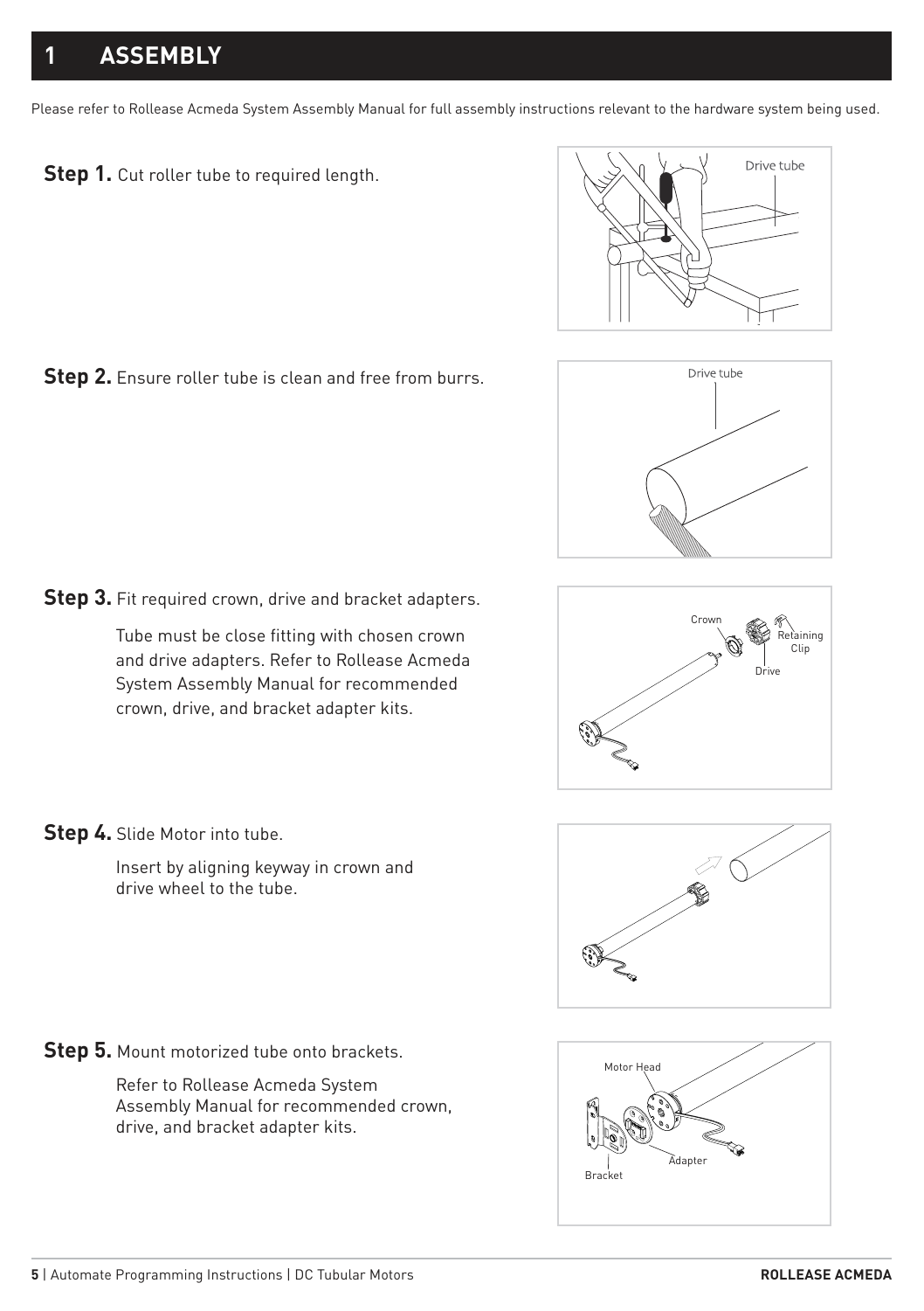# 1 ASSEMBLY

Please refer to Rollease Acmeda System Assembly Manual for full assembly instructions relevant to the hardware system being used.

**Step 1.** Cut roller tube to required length.

**Step 2.** Ensure roller tube is clean and free from burrs.

**Step 3.** Fit required crown, drive and bracket adapters.

Tube must be close fitting with chosen crown and drive adapters. Refer to Rollease Acmeda System Assembly Manual for recommended crown, drive, and bracket adapter kits.

**Step 4.** Slide Motor into tube.

Insert by aligning keyway in crown and drive wheel to the tube.

**Step 5.** Mount motorized tube onto brackets.

Refer to Rollease Acmeda System Assembly Manual for recommended crown, drive, and bracket adapter kits.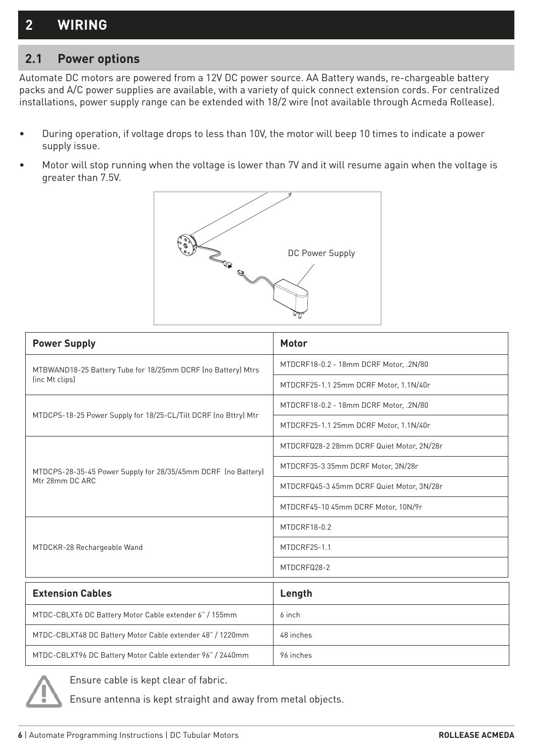# 2 WIRING

## 2.1 Power options

Automate DC motors are powered from a 12V DC power source. AA Battery wands, re-chargeable battery packs and A/C power supplies are available, with a variety of quick connect extension cords. For centralized installations, power supply range can be extended with 18/2 wire (not available through Acmeda Rollease).

- During operation, if voltage drops to less than 10V, the motor will beep 10 times to indicate a power supply issue.
- Motor will stop running when the voltage is lower than 7V and it will resume again when the voltage is greater than 7.5V.

DC Power Supply

| Power Supply | Motor |
|---|---|
| MTBWAND18-25 Battery Tube for 18/25mm DCRF (no Battery) Mtrs (inc Mt clips) | MTDCRF18-0.2 - 18mm DCRF Motor, .2N/80 |
| | MTDCRF25-1.1 25mm DCRF Motor, 1.1N/40r |
| MTDCPS-18-25 Power Supply for 18/25-CL/Tilt DCRF (no Bttry) Mtr | MTDCRF18-0.2 - 18mm DCRF Motor, .2N/80 |
| | MTDCRF25-1.1 25mm DCRF Motor, 1.1N/40r |
| MTDCPS-28-35-45 Power Supply for 28/35/45mm DCRF (no Battery) Mtr 28mm DC ARC | MTDCRFQ28-2 28mm DCRF Quiet Motor, 2N/28r |
| | MTDCRF35-3 35mm DCRF Motor, 3N/28r |
| | MTDCRFQ45-3 45mm DCRF Quiet Motor, 3N/28r |
| | MTDCRF45-10 45mm DCRF Motor, 10N/9r |
| MTDCKR-28 Rechargeable Wand | MTDCRF18-0.2 |
| | MTDCRF25-1.1 |
| | MTDCRFQ28-2 |

| Extension Cables | Length |
|---|---|
| MTDC-CBLXT6 DC Battery Motor Cable extender 6" / 155mm | 6 inch |
| MTDC-CBLXT48 DC Battery Motor Cable extender 48" / 1220mm | 48 inches |
| MTDC-CBLXT96 DC Battery Motor Cable extender 96" / 2440mm | 96 inches |

Ensure cable is kept clear of fabric.

Ensure antenna is kept straight and away from metal objects.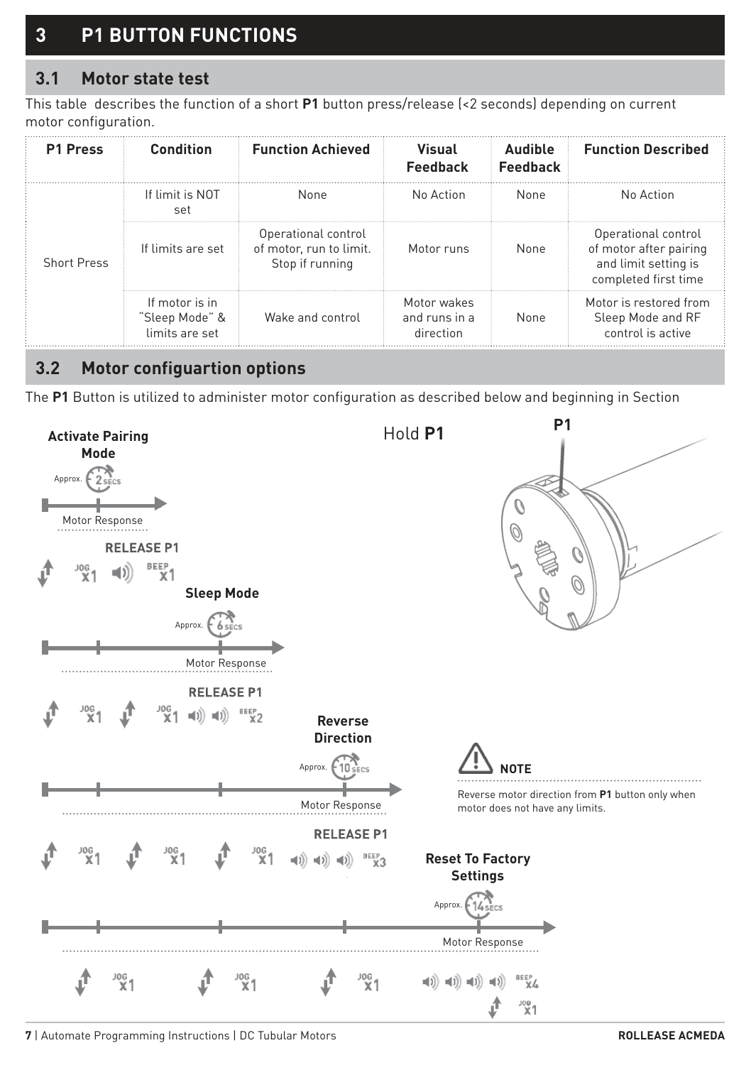# 3 P1 BUTTON FUNCTIONS

## 3.1 Motor state test

This table describes the function of a short **P1** button press/release (<2 seconds) depending on current motor configuration.

| P1 Press | Condition | Function Achieved | Visual Feedback | Audible Feedback | Function Described |
|---|---|---|---|---|---|
| Short Press | If limit is NOT set | None | No Action | None | No Action |
| | If limits are set | Operational control of motor, run to limit. Stop if running | Motor runs | None | Operational control of motor after pairing and limit setting is completed first time |
| | If motor is in "Sleep Mode" & limits are set | Wake and control | Motor wakes and runs in a direction | None | Motor is restored from Sleep Mode and RF control is active |

## 3.2 Motor configuartion options

The **P1** Button is utilized to administer motor configuration as described below and beginning in Section

Hold **P1**

P1

**Activate Pairing Mode**

Approx. 2 SECS

Motor Response

**RELEASE P1**

JOG x1 BEEP x1

**Sleep Mode**

Approx. 6 SECS

Motor Response

**RELEASE P1**

JOG x1 JOG x1 BEEP x2

**Reverse Direction**

Approx. 10 SECS

Motor Response

**RELEASE P1**

JOG x1 JOG x1 JOG x1 BEEP x3

**NOTE**

Reverse motor direction from **P1** button only when motor does not have any limits.

**Reset To Factory Settings**

Approx. 14 SECS

Motor Response

JOG x1 JOG x1 JOG x1 BEEP x4 JOG x1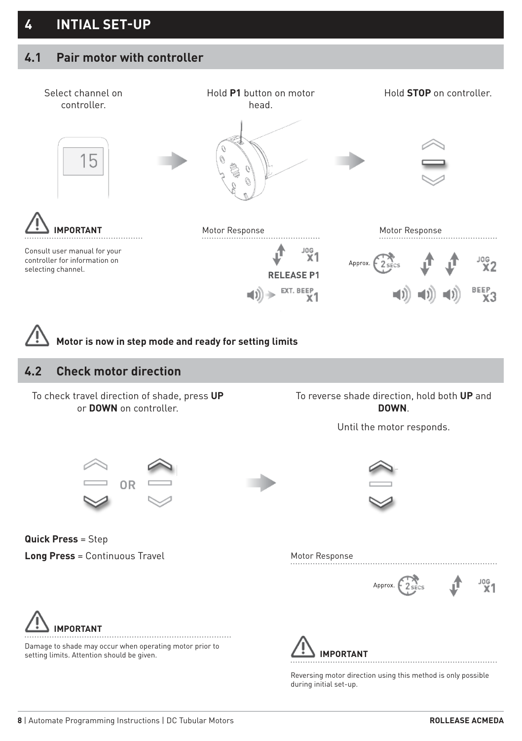# 4 INTIAL SET-UP

## 4.1 Pair motor with controller

Select channel on controller.

15

Hold **P1** button on motor head.

Hold **STOP** on controller.

**IMPORTANT**

Consult user manual for your controller for information on selecting channel.

Motor Response

JOG x1

**RELEASE P1**

EXT. BEEP x1

Motor Response

Approx. 2 SECS

JOG x2

BEEP x3

**Motor is now in step mode and ready for setting limits**

## 4.2 Check motor direction

To check travel direction of shade, press **UP** or **DOWN** on controller.

OR

**Quick Press** = Step

**Long Press** = Continuous Travel

**IMPORTANT**

Damage to shade may occur when operating motor prior to setting limits. Attention should be given.

To reverse shade direction, hold both **UP** and **DOWN**.

Until the motor responds.

Motor Response

Approx. 2 SECS

JOG x1

**IMPORTANT**

Reversing motor direction using this method is only possible during initial set-up.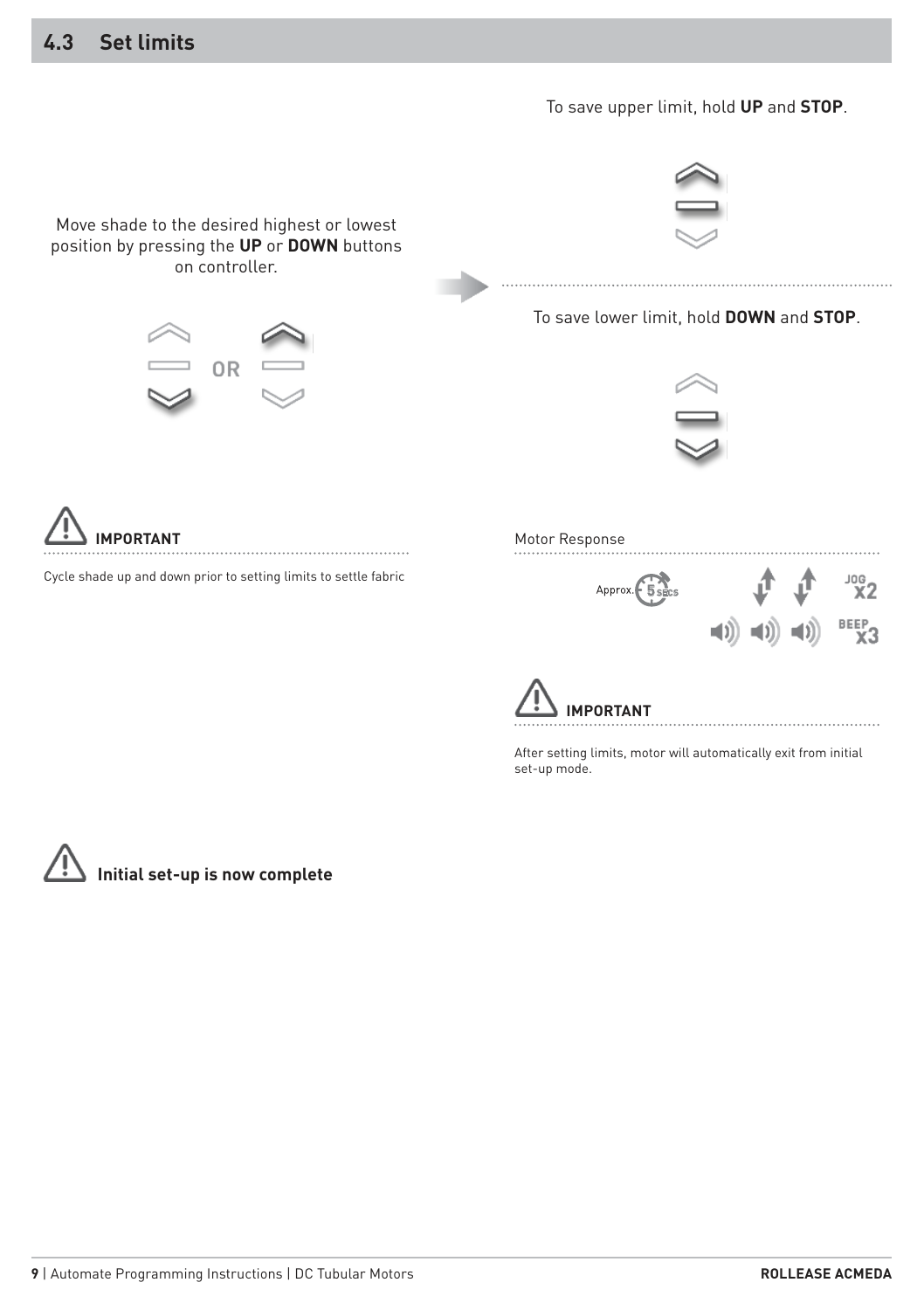## 4.3 Set limits

Move shade to the desired highest or lowest position by pressing the **UP** or **DOWN** buttons on controller.

OR

**IMPORTANT**

Cycle shade up and down prior to setting limits to settle fabric

To save upper limit, hold **UP** and **STOP**.

To save lower limit, hold **DOWN** and **STOP**.

Motor Response

Approx. 5 SECS

JOG x2

BEEP x3

**IMPORTANT**

After setting limits, motor will automatically exit from initial set-up mode.

**Initial set-up is now complete**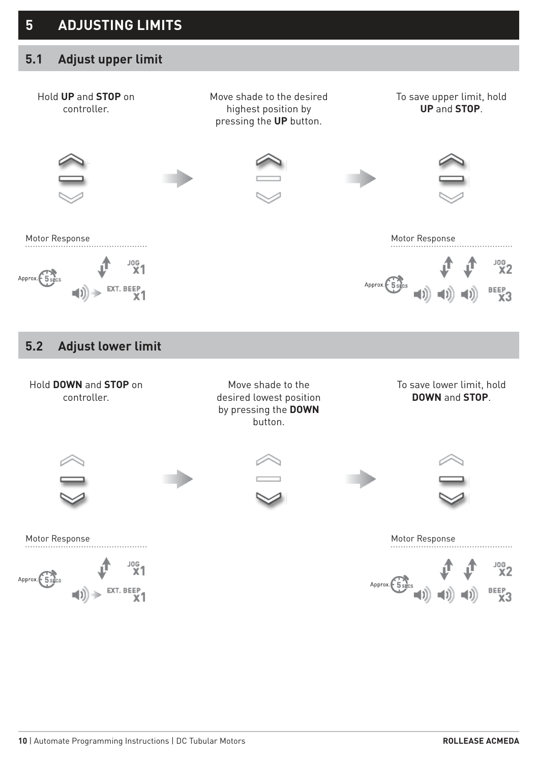# 5 ADJUSTING LIMITS

## 5.1 Adjust upper limit

Hold **UP** and **STOP** on controller.

Move shade to the desired highest position by pressing the **UP** button.

To save upper limit, hold **UP** and **STOP**.

Motor Response

Approx. 5 SECS

JOG x1

EXT. BEEP x1

Motor Response

Approx. 5 SECS

JOG x2

BEEP x3

## 5.2 Adjust lower limit

Hold **DOWN** and **STOP** on controller.

Move shade to the desired lowest position by pressing the **DOWN** button.

To save lower limit, hold **DOWN** and **STOP**.

Motor Response

Approx. 5 SECS

JOG x1

EXT. BEEP x1

Motor Response

Approx. 5 SECS

JOG x2

BEEP x3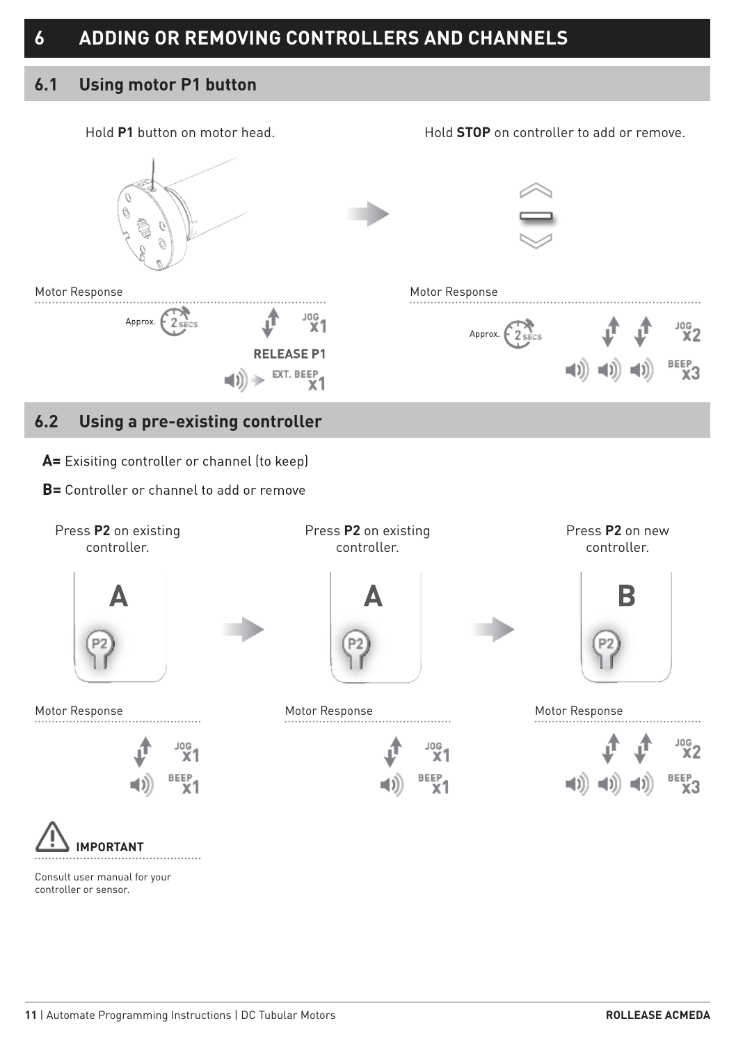# 6 ADDING OR REMOVING CONTROLLERS AND CHANNELS

## 6.1 Using motor P1 button

Hold **P1** button on motor head.

Motor Response

Approx. 2 SECS

JOG x1

**RELEASE P1**

EXT. BEEP x1

Hold **STOP** on controller to add or remove.

Motor Response

Approx. 2 SECS

JOG x2

BEEP x3

## 6.2 Using a pre-existing controller

**A=** Exisiting controller or channel (to keep)

**B=** Controller or channel to add or remove

Press **P2** on existing controller.

A

P2

Motor Response

JOG x1

BEEP x1

Press **P2** on existing controller.

A

P2

Motor Response

JOG x1

BEEP x1

Press **P2** on new controller.

B

P2

Motor Response

JOG x2

BEEP x3

**IMPORTANT**

Consult user manual for your controller or sensor.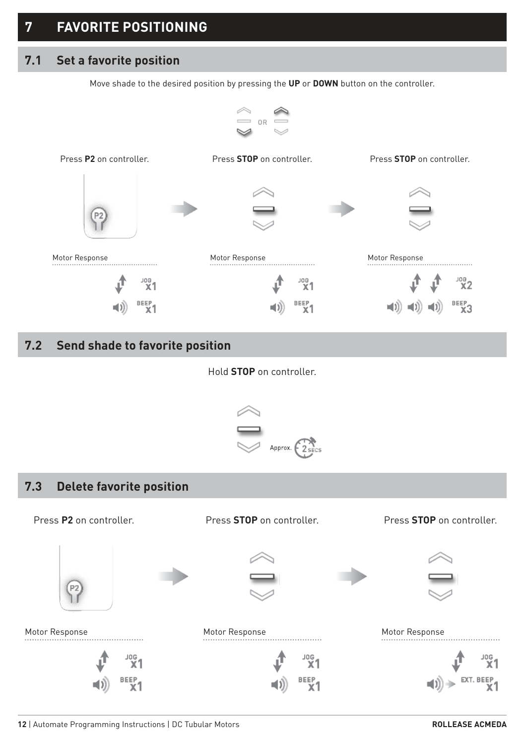# 7 FAVORITE POSITIONING

## 7.1 Set a favorite position

Move shade to the desired position by pressing the **UP** or **DOWN** button on the controller.

OR

Press **P2** on controller.

Motor Response

JOG x1

BEEP x1

Press **STOP** on controller.

Motor Response

JOG x1

BEEP x1

Press **STOP** on controller.

Motor Response

JOG x2

BEEP x3

## 7.2 Send shade to favorite position

Hold **STOP** on controller.

Approx. 2 SECS

## 7.3 Delete favorite position

Press **P2** on controller.

Motor Response

JOG x1

BEEP x1

Press **STOP** on controller.

Motor Response

JOG x1

BEEP x1

Press **STOP** on controller.

Motor Response

JOG x1

EXT. BEEP x1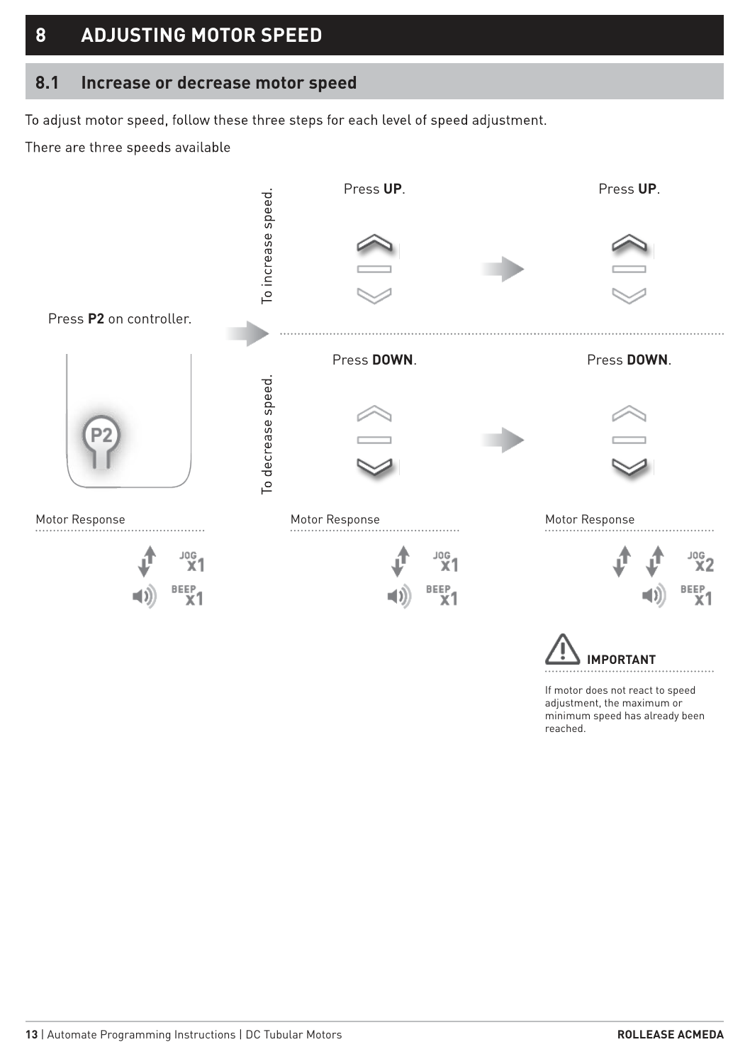# 8 ADJUSTING MOTOR SPEED

## 8.1 Increase or decrease motor speed

To adjust motor speed, follow these three steps for each level of speed adjustment.

There are three speeds available

Press **P2** on controller.

Motor Response

JOG x1

BEEP x1

To increase speed.

Press **UP**.

Press **UP**.

To decrease speed.

Press **DOWN**.

Motor Response

JOG x1

BEEP x1

Press **DOWN**.

Motor Response

JOG x2

BEEP x1

**IMPORTANT**

If motor does not react to speed adjustment, the maximum or minimum speed has already been reached.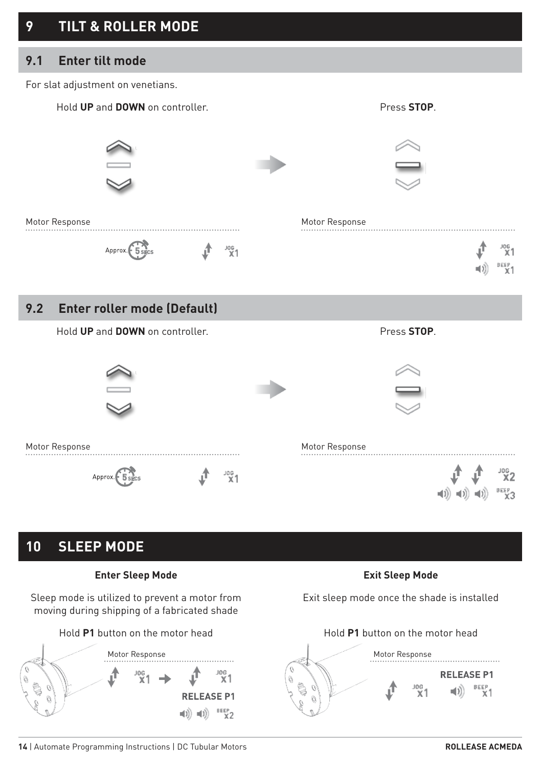# 9 TILT & ROLLER MODE

## 9.1 Enter tilt mode

For slat adjustment on venetians.

Hold **UP** and **DOWN** on controller.

Motor Response

Approx. 5 SECS

JOG x1

Press **STOP**.

Motor Response

JOG x1

BEEP x1

## 9.2 Enter roller mode (Default)

Hold **UP** and **DOWN** on controller.

Motor Response

Approx. 5 SECS

JOG x1

Press **STOP**.

Motor Response

JOG x2

BEEP x3

# 10 SLEEP MODE

### Enter Sleep Mode

Sleep mode is utilized to prevent a motor from moving during shipping of a fabricated shade

Hold **P1** button on the motor head

Motor Response

JOG x1 → JOG x1

RELEASE P1

BEEP x2

### Exit Sleep Mode

Exit sleep mode once the shade is installed

Hold **P1** button on the motor head

Motor Response

RELEASE P1

JOG x1

BEEP x1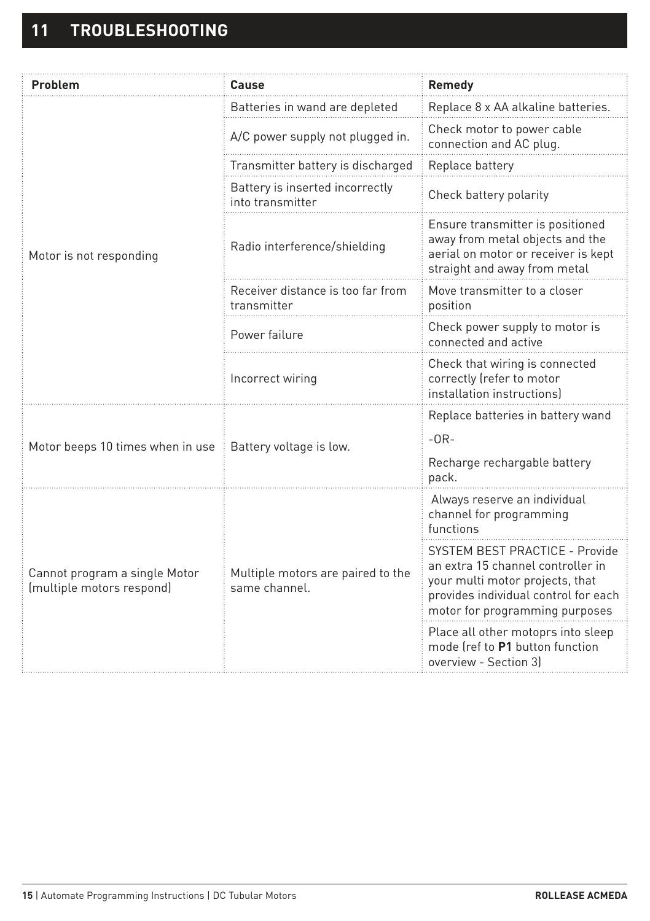# 11 TROUBLESHOOTING

| Problem | Cause | Remedy |
|---|---|---|
| Motor is not responding | Batteries in wand are depleted | Replace 8 x AA alkaline batteries. |
| | A/C power supply not plugged in. | Check motor to power cable connection and AC plug. |
| | Transmitter battery is discharged | Replace battery |
| | Battery is inserted incorrectly into transmitter | Check battery polarity |
| | Radio interference/shielding | Ensure transmitter is positioned away from metal objects and the aerial on motor or receiver is kept straight and away from metal |
| | Receiver distance is too far from transmitter | Move transmitter to a closer position |
| | Power failure | Check power supply to motor is connected and active |
| | Incorrect wiring | Check that wiring is connected correctly (refer to motor installation instructions) |
| Motor beeps 10 times when in use | Battery voltage is low. | Replace batteries in battery wand<br>-OR-<br>Recharge rechargable battery pack. |
| Cannot program a single Motor (multiple motors respond) | Multiple motors are paired to the same channel. | Always reserve an individual channel for programming functions |
| | | SYSTEM BEST PRACTICE - Provide an extra 15 channel controller in your multi motor projects, that provides individual control for each motor for programming purposes |
| | | Place all other motoprs into sleep mode (ref to **P1** button function overview - Section 3) |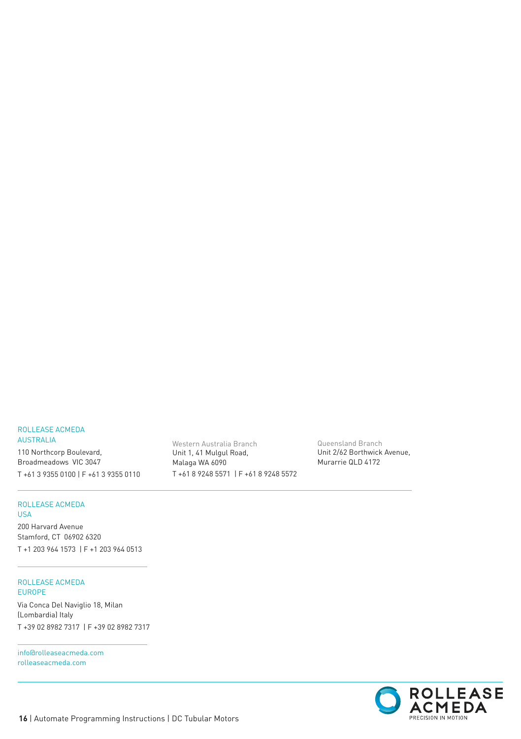ROLLEASE ACMEDA
AUSTRALIA

110 Northcorp Boulevard,
Broadmeadows VIC 3047
T +61 3 9355 0100 | F +61 3 9355 0110

Western Australia Branch
Unit 1, 41 Mulgul Road,
Malaga WA 6090
T +61 8 9248 5571 | F +61 8 9248 5572

Queensland Branch
Unit 2/62 Borthwick Avenue,
Murarrie QLD 4172

ROLLEASE ACMEDA
USA

200 Harvard Avenue
Stamford, CT 06902 6320
T +1 203 964 1573 | F +1 203 964 0513

ROLLEASE ACMEDA
EUROPE

Via Conca Del Naviglio 18, Milan
(Lombardia) Italy
T +39 02 8982 7317 | F +39 02 8982 7317

info@rolleaseacmeda.com
rolleaseacmeda.com

ROLLEASE ACMEDA
PRECISION IN MOTION